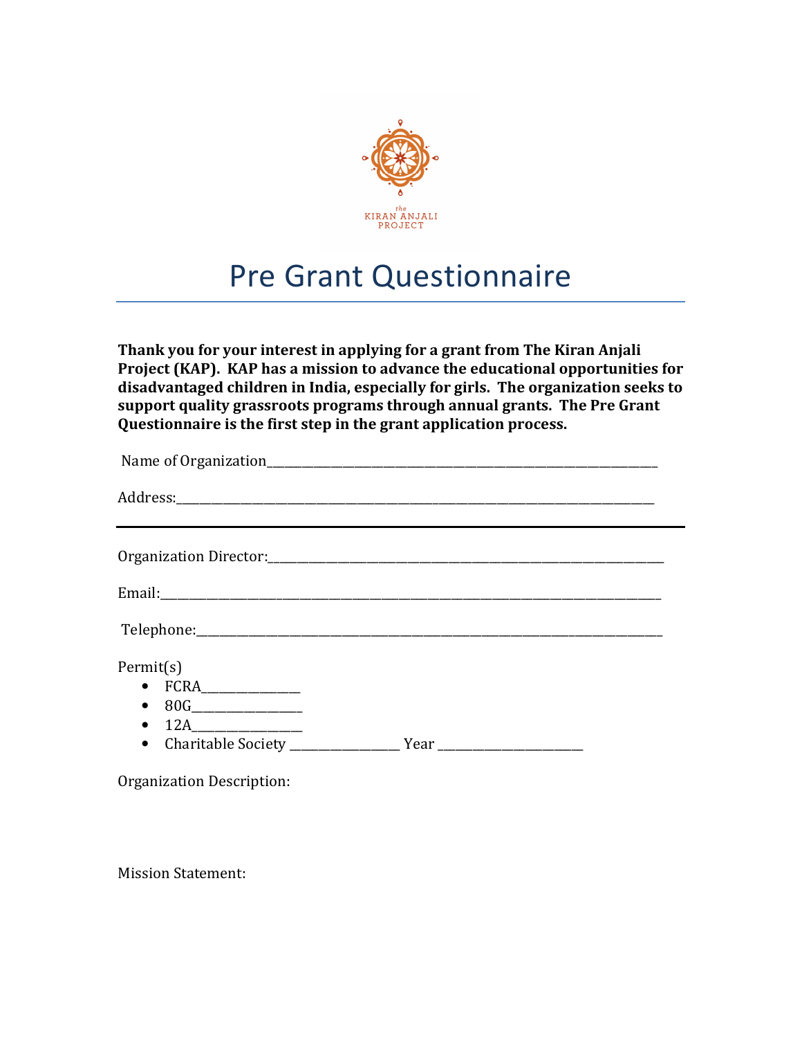the KIRAN ANJALI PROJECT

# Pre Grant Questionnaire

**Thank you for your interest in applying for a grant from The Kiran Anjali Project (KAP). KAP has a mission to advance the educational opportunities for disadvantaged children in India, especially for girls. The organization seeks to support quality grassroots programs through annual grants. The Pre Grant Questionnaire is the first step in the grant application process.**

Name of Organization_______________________________________________________________

Address:____________________________________________________________________________

---

Organization Director:______________________________________________________________

Email:______________________________________________________________________________

Telephone:__________________________________________________________________________

Permit(s)

- FCRA_______________
- 80G________________
- 12A________________
- Charitable Society _________________ Year ______________________

Organization Description:

Mission Statement: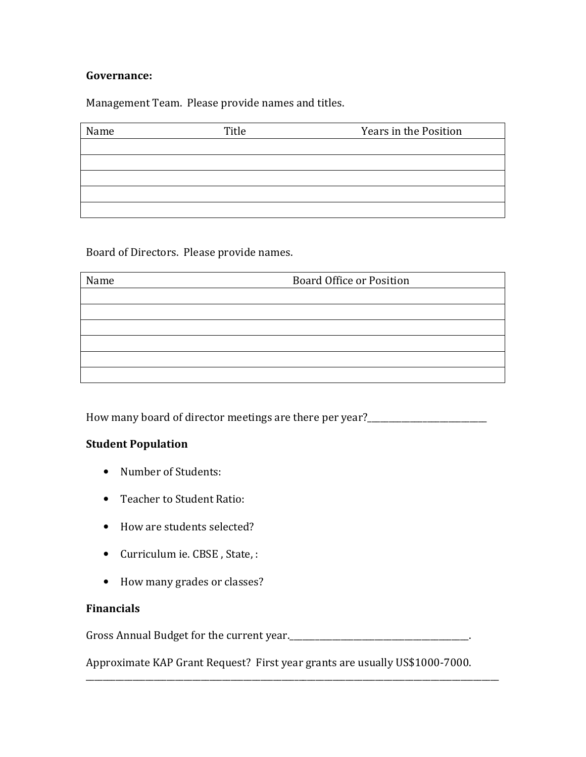**Governance:**

Management Team. Please provide names and titles.

| Name | Title | Years in the Position |
| --- | --- | --- |
| | | |
| | | |
| | | |
| | | |
| | | |

Board of Directors. Please provide names.

| Name | Board Office or Position |
| --- | --- |
| | |
| | |
| | |
| | |
| | |
| | |

How many board of director meetings are there per year?___________________________

**Student Population**

- Number of Students:
- Teacher to Student Ratio:
- How are students selected?
- Curriculum ie. CBSE , State, :
- How many grades or classes?

**Financials**

Gross Annual Budget for the current year.________________________________________.

Approximate KAP Grant Request? First year grants are usually US$1000-7000.
_____________________________________________________________________________________________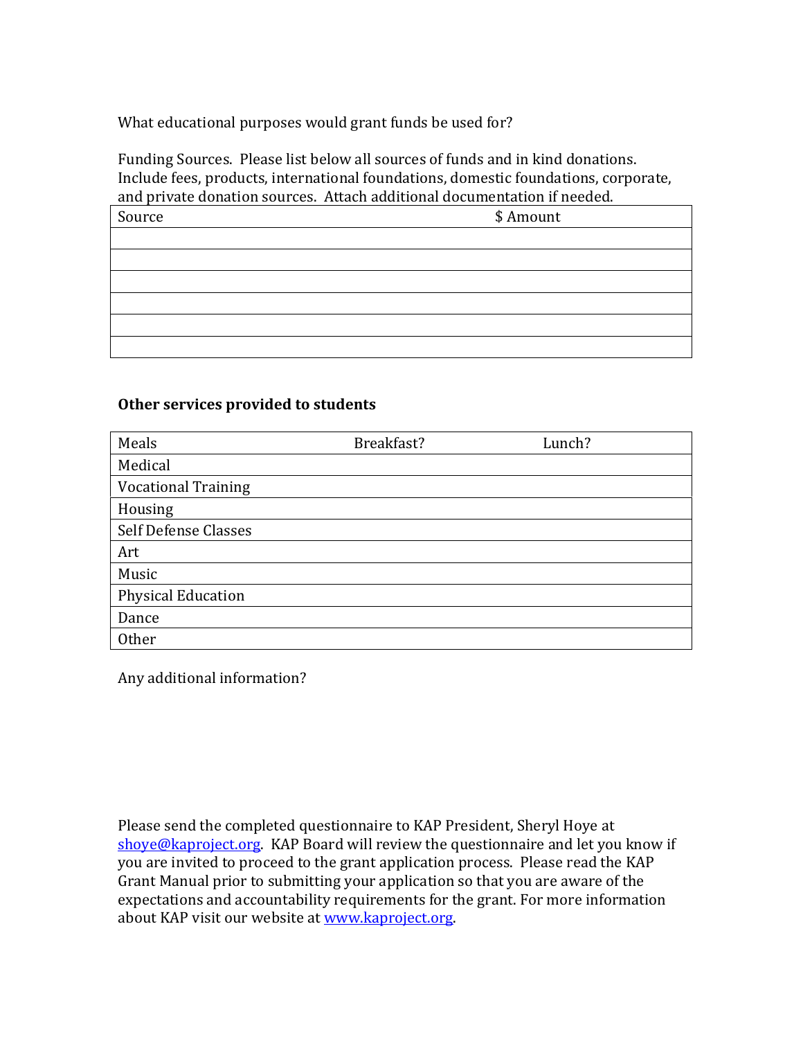What educational purposes would grant funds be used for?

Funding Sources. Please list below all sources of funds and in kind donations. Include fees, products, international foundations, domestic foundations, corporate, and private donation sources. Attach additional documentation if needed.

| Source | $ Amount |
|---|---|
| | |
| | |
| | |
| | |
| | |
| | |

**Other services provided to students**

| Meals | Breakfast? | Lunch? |
|---|---|---|
| Medical | | |
| Vocational Training | | |
| Housing | | |
| Self Defense Classes | | |
| Art | | |
| Music | | |
| Physical Education | | |
| Dance | | |
| Other | | |

Any additional information?

Please send the completed questionnaire to KAP President, Sheryl Hoye at [shoye@kaproject.org](mailto:shoye@kaproject.org). KAP Board will review the questionnaire and let you know if you are invited to proceed to the grant application process. Please read the KAP Grant Manual prior to submitting your application so that you are aware of the expectations and accountability requirements for the grant. For more information about KAP visit our website at [www.kaproject.org](http://www.kaproject.org).